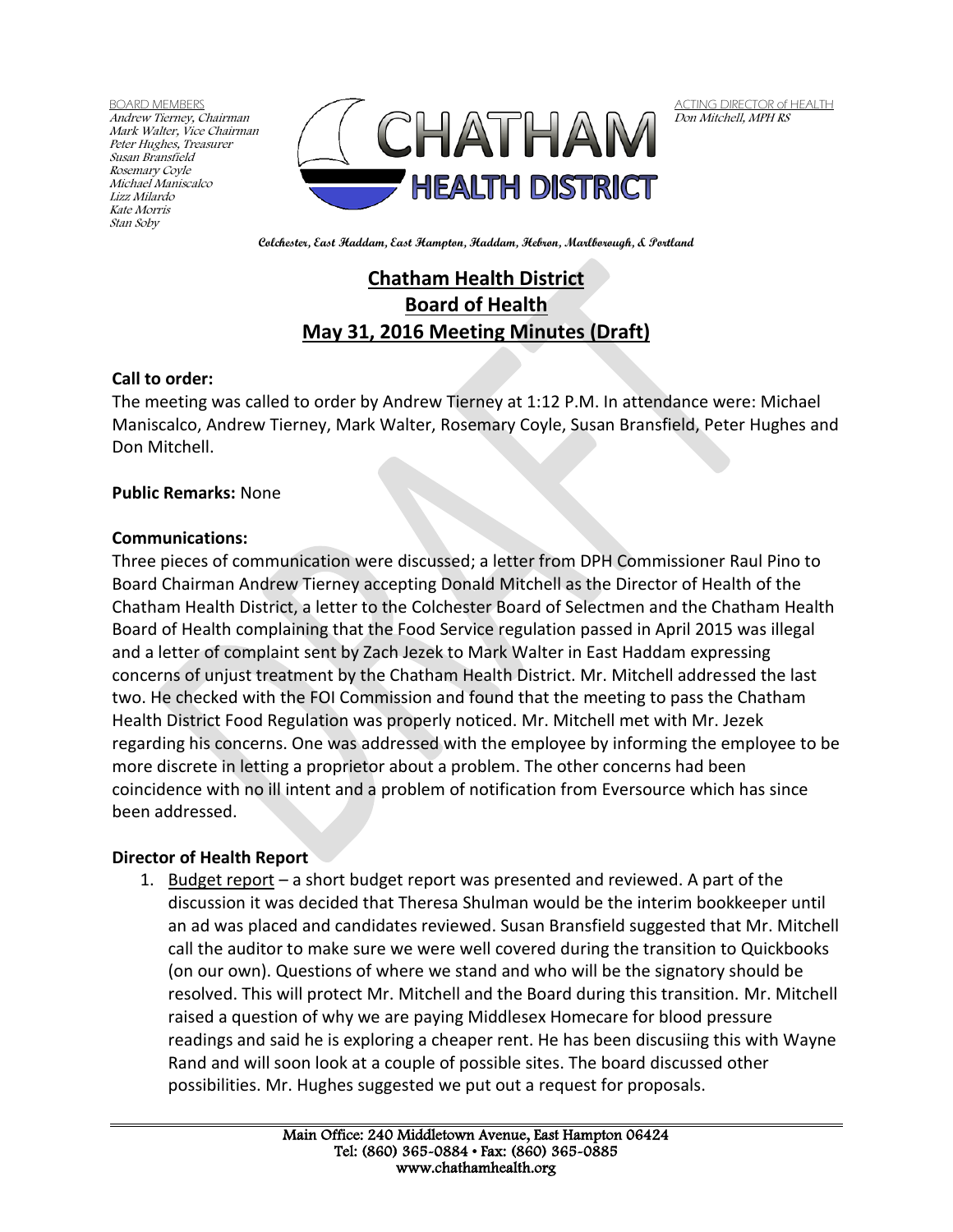BOARD MEMBERS
*Andrew Tierney, Chairman*
*Mark Walter, Vice Chairman*
*Peter Hughes, Treasurer*
*Susan Bransfield*
*Rosemary Coyle*
*Michael Maniscalco*
*Lizz Milardo*
*Kate Morris*
*Stan Soby*

CHATHAM HEALTH DISTRICT

ACTING DIRECTOR of HEALTH
*Don Mitchell, MPH RS*

**Colchester, East Haddam, East Hampton, Haddam, Hebron, Marlborough, & Portland**

# Chatham Health District
# Board of Health
# May 31, 2016 Meeting Minutes (Draft)

**Call to order:**
The meeting was called to order by Andrew Tierney at 1:12 P.M. In attendance were: Michael Maniscalco, Andrew Tierney, Mark Walter, Rosemary Coyle, Susan Bransfield, Peter Hughes and Don Mitchell.

**Public Remarks:** None

**Communications:**
Three pieces of communication were discussed; a letter from DPH Commissioner Raul Pino to Board Chairman Andrew Tierney accepting Donald Mitchell as the Director of Health of the Chatham Health District, a letter to the Colchester Board of Selectmen and the Chatham Health Board of Health complaining that the Food Service regulation passed in April 2015 was illegal and a letter of complaint sent by Zach Jezek to Mark Walter in East Haddam expressing concerns of unjust treatment by the Chatham Health District. Mr. Mitchell addressed the last two. He checked with the FOI Commission and found that the meeting to pass the Chatham Health District Food Regulation was properly noticed. Mr. Mitchell met with Mr. Jezek regarding his concerns. One was addressed with the employee by informing the employee to be more discrete in letting a proprietor about a problem. The other concerns had been coincidence with no ill intent and a problem of notification from Eversource which has since been addressed.

**Director of Health Report**

1. Budget report – a short budget report was presented and reviewed. A part of the discussion it was decided that Theresa Shulman would be the interim bookkeeper until an ad was placed and candidates reviewed. Susan Bransfield suggested that Mr. Mitchell call the auditor to make sure we were well covered during the transition to Quickbooks (on our own). Questions of where we stand and who will be the signatory should be resolved. This will protect Mr. Mitchell and the Board during this transition. Mr. Mitchell raised a question of why we are paying Middlesex Homecare for blood pressure readings and said he is exploring a cheaper rent. He has been discusiing this with Wayne Rand and will soon look at a couple of possible sites. The board discussed other possibilities. Mr. Hughes suggested we put out a request for proposals.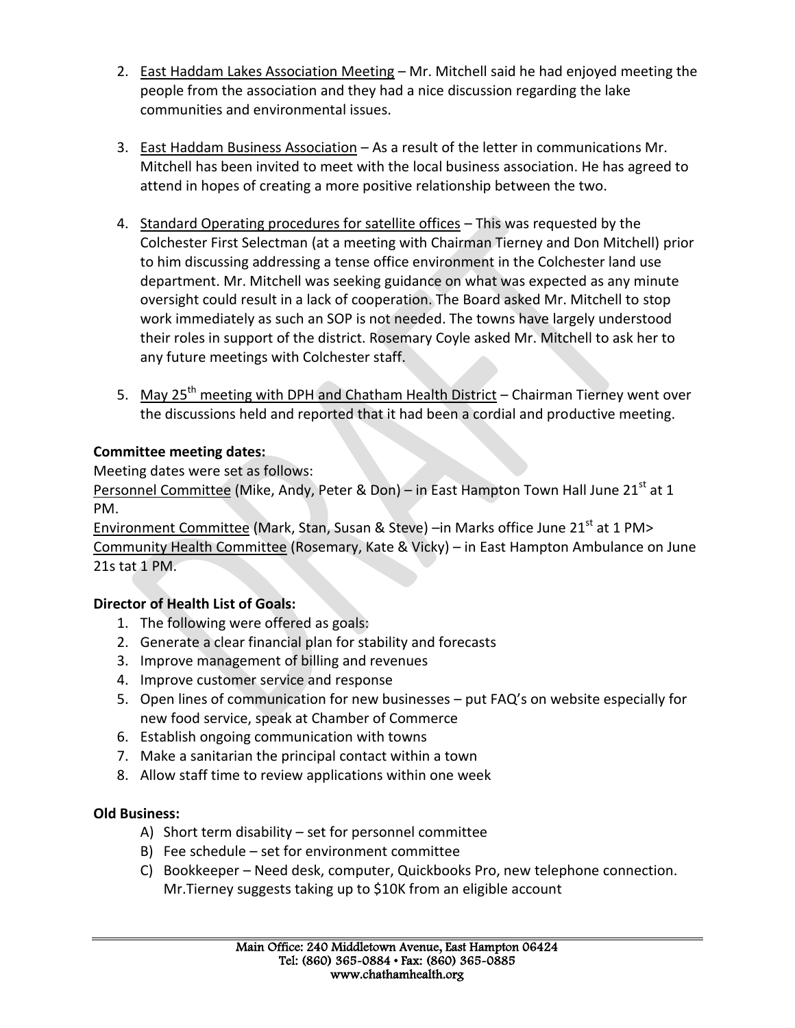2. East Haddam Lakes Association Meeting – Mr. Mitchell said he had enjoyed meeting the people from the association and they had a nice discussion regarding the lake communities and environmental issues.

3. East Haddam Business Association – As a result of the letter in communications Mr. Mitchell has been invited to meet with the local business association. He has agreed to attend in hopes of creating a more positive relationship between the two.

4. Standard Operating procedures for satellite offices – This was requested by the Colchester First Selectman (at a meeting with Chairman Tierney and Don Mitchell) prior to him discussing addressing a tense office environment in the Colchester land use department. Mr. Mitchell was seeking guidance on what was expected as any minute oversight could result in a lack of cooperation. The Board asked Mr. Mitchell to stop work immediately as such an SOP is not needed. The towns have largely understood their roles in support of the district. Rosemary Coyle asked Mr. Mitchell to ask her to any future meetings with Colchester staff.

5. May 25th meeting with DPH and Chatham Health District – Chairman Tierney went over the discussions held and reported that it had been a cordial and productive meeting.

**Committee meeting dates:**

Meeting dates were set as follows:

Personnel Committee (Mike, Andy, Peter & Don) – in East Hampton Town Hall June 21st at 1 PM.

Environment Committee (Mark, Stan, Susan & Steve) –in Marks office June 21st at 1 PM>

Community Health Committee (Rosemary, Kate & Vicky) – in East Hampton Ambulance on June 21s tat 1 PM.

**Director of Health List of Goals:**

1. The following were offered as goals:
2. Generate a clear financial plan for stability and forecasts
3. Improve management of billing and revenues
4. Improve customer service and response
5. Open lines of communication for new businesses – put FAQ's on website especially for new food service, speak at Chamber of Commerce
6. Establish ongoing communication with towns
7. Make a sanitarian the principal contact within a town
8. Allow staff time to review applications within one week

**Old Business:**

A) Short term disability – set for personnel committee
B) Fee schedule – set for environment committee
C) Bookkeeper – Need desk, computer, Quickbooks Pro, new telephone connection. Mr.Tierney suggests taking up to $10K from an eligible account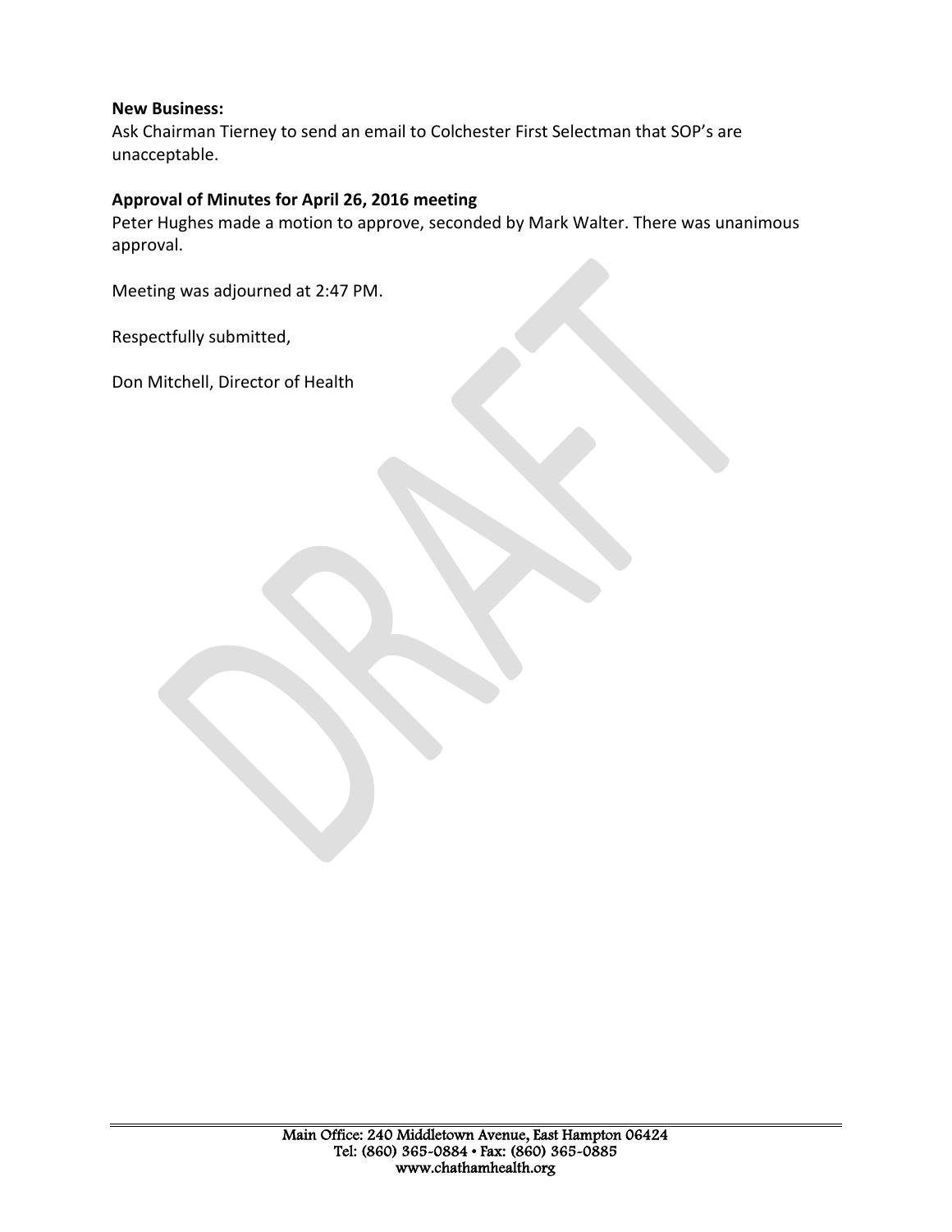**New Business:**

Ask Chairman Tierney to send an email to Colchester First Selectman that SOP's are unacceptable.

**Approval of Minutes for April 26, 2016 meeting**

Peter Hughes made a motion to approve, seconded by Mark Walter. There was unanimous approval.

Meeting was adjourned at 2:47 PM.

Respectfully submitted,

Don Mitchell, Director of Health